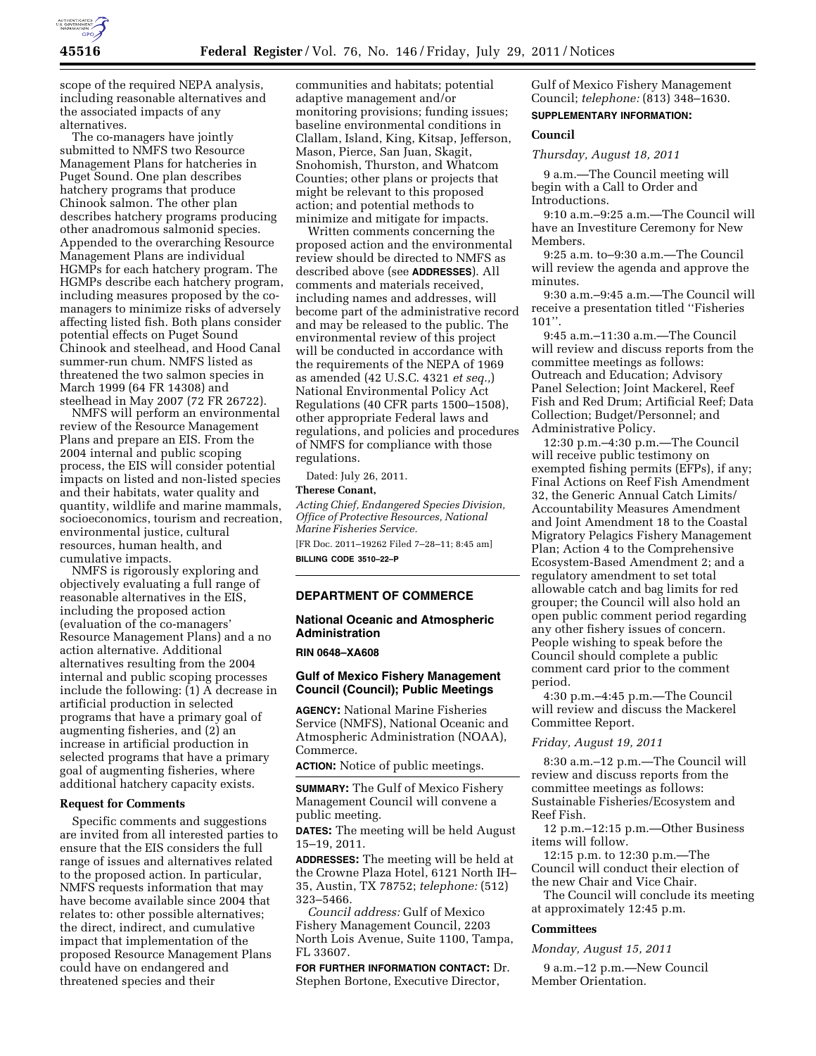scope of the required NEPA analysis, including reasonable alternatives and the associated impacts of any alternatives.

The co-managers have jointly submitted to NMFS two Resource Management Plans for hatcheries in Puget Sound. One plan describes hatchery programs that produce Chinook salmon. The other plan describes hatchery programs producing other anadromous salmonid species. Appended to the overarching Resource Management Plans are individual HGMPs for each hatchery program. The HGMPs describe each hatchery program, including measures proposed by the co-managers to minimize risks of adversely affecting listed fish. Both plans consider potential effects on Puget Sound Chinook and steelhead, and Hood Canal summer-run chum. NMFS listed as threatened the two salmon species in March 1999 (64 FR 14308) and steelhead in May 2007 (72 FR 26722).

NMFS will perform an environmental review of the Resource Management Plans and prepare an EIS. From the 2004 internal and public scoping process, the EIS will consider potential impacts on listed and non-listed species and their habitats, water quality and quantity, wildlife and marine mammals, socioeconomics, tourism and recreation, environmental justice, cultural resources, human health, and cumulative impacts.

NMFS is rigorously exploring and objectively evaluating a full range of reasonable alternatives in the EIS, including the proposed action (evaluation of the co-managers' Resource Management Plans) and a no action alternative. Additional alternatives resulting from the 2004 internal and public scoping processes include the following: (1) A decrease in artificial production in selected programs that have a primary goal of augmenting fisheries, and (2) an increase in artificial production in selected programs that have a primary goal of augmenting fisheries, where additional hatchery capacity exists.

## Request for Comments

Specific comments and suggestions are invited from all interested parties to ensure that the EIS considers the full range of issues and alternatives related to the proposed action. In particular, NMFS requests information that may have become available since 2004 that relates to: other possible alternatives; the direct, indirect, and cumulative impact that implementation of the proposed Resource Management Plans could have on endangered and threatened species and their communities and habitats; potential adaptive management and/or monitoring provisions; funding issues; baseline environmental conditions in Clallam, Island, King, Kitsap, Jefferson, Mason, Pierce, San Juan, Skagit, Snohomish, Thurston, and Whatcom Counties; other plans or projects that might be relevant to this proposed action; and potential methods to minimize and mitigate for impacts.

Written comments concerning the proposed action and the environmental review should be directed to NMFS as described above (see **ADDRESSES**). All comments and materials received, including names and addresses, will become part of the administrative record and may be released to the public. The environmental review of this project will be conducted in accordance with the requirements of the NEPA of 1969 as amended (42 U.S.C. 4321 *et seq.,*) National Environmental Policy Act Regulations (40 CFR parts 1500–1508), other appropriate Federal laws and regulations, and policies and procedures of NMFS for compliance with those regulations.

Dated: July 26, 2011.

**Therese Conant,**

*Acting Chief, Endangered Species Division, Office of Protective Resources, National Marine Fisheries Service.*

[FR Doc. 2011–19262 Filed 7–28–11; 8:45 am]

**BILLING CODE 3510–22–P**

---

## DEPARTMENT OF COMMERCE

### National Oceanic and Atmospheric Administration

**RIN 0648–XA608**

### Gulf of Mexico Fishery Management Council (Council); Public Meetings

**AGENCY:** National Marine Fisheries Service (NMFS), National Oceanic and Atmospheric Administration (NOAA), Commerce.

**ACTION:** Notice of public meetings.

**SUMMARY:** The Gulf of Mexico Fishery Management Council will convene a public meeting.

**DATES:** The meeting will be held August 15–19, 2011.

**ADDRESSES:** The meeting will be held at the Crowne Plaza Hotel, 6121 North IH–35, Austin, TX 78752; *telephone:* (512) 323–5466.

*Council address:* Gulf of Mexico Fishery Management Council, 2203 North Lois Avenue, Suite 1100, Tampa, FL 33607.

**FOR FURTHER INFORMATION CONTACT:** Dr. Stephen Bortone, Executive Director, Gulf of Mexico Fishery Management Council; *telephone:* (813) 348–1630.

**SUPPLEMENTARY INFORMATION:**

## Council

*Thursday, August 18, 2011*

9 a.m.—The Council meeting will begin with a Call to Order and Introductions.

9:10 a.m.–9:25 a.m.—The Council will have an Investiture Ceremony for New Members.

9:25 a.m. to–9:30 a.m.—The Council will review the agenda and approve the minutes.

9:30 a.m.–9:45 a.m.—The Council will receive a presentation titled ''Fisheries 101''.

9:45 a.m.–11:30 a.m.—The Council will review and discuss reports from the committee meetings as follows: Outreach and Education; Advisory Panel Selection; Joint Mackerel, Reef Fish and Red Drum; Artificial Reef; Data Collection; Budget/Personnel; and Administrative Policy.

12:30 p.m.–4:30 p.m.—The Council will receive public testimony on exempted fishing permits (EFPs), if any; Final Actions on Reef Fish Amendment 32, the Generic Annual Catch Limits/ Accountability Measures Amendment and Joint Amendment 18 to the Coastal Migratory Pelagics Fishery Management Plan; Action 4 to the Comprehensive Ecosystem-Based Amendment 2; and a regulatory amendment to set total allowable catch and bag limits for red grouper; the Council will also hold an open public comment period regarding any other fishery issues of concern. People wishing to speak before the Council should complete a public comment card prior to the comment period.

4:30 p.m.–4:45 p.m.—The Council will review and discuss the Mackerel Committee Report.

*Friday, August 19, 2011*

8:30 a.m.–12 p.m.—The Council will review and discuss reports from the committee meetings as follows: Sustainable Fisheries/Ecosystem and Reef Fish.

12 p.m.–12:15 p.m.—Other Business items will follow.

12:15 p.m. to 12:30 p.m.—The Council will conduct their election of the new Chair and Vice Chair.

The Council will conclude its meeting at approximately 12:45 p.m.

## Committees

*Monday, August 15, 2011*

9 a.m.–12 p.m.—New Council Member Orientation.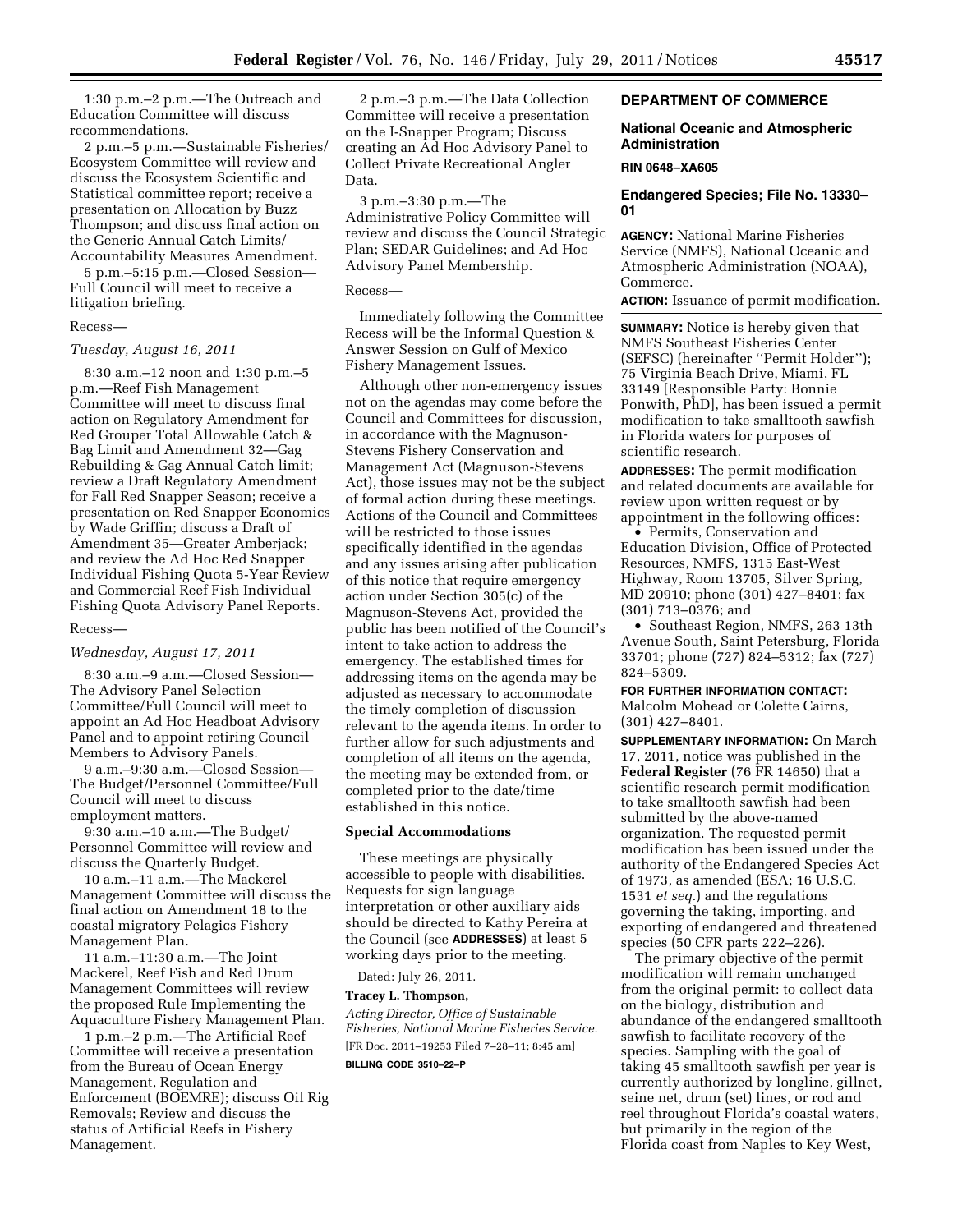1:30 p.m.–2 p.m.—The Outreach and Education Committee will discuss recommendations.

2 p.m.–5 p.m.—Sustainable Fisheries/Ecosystem Committee will review and discuss the Ecosystem Scientific and Statistical committee report; receive a presentation on Allocation by Buzz Thompson; and discuss final action on the Generic Annual Catch Limits/Accountability Measures Amendment.

5 p.m.–5:15 p.m.—Closed Session—Full Council will meet to receive a litigation briefing.

Recess—

*Tuesday, August 16, 2011*

8:30 a.m.–12 noon and 1:30 p.m.–5 p.m.—Reef Fish Management Committee will meet to discuss final action on Regulatory Amendment for Red Grouper Total Allowable Catch & Bag Limit and Amendment 32—Gag Rebuilding & Gag Annual Catch limit; review a Draft Regulatory Amendment for Fall Red Snapper Season; receive a presentation on Red Snapper Economics by Wade Griffin; discuss a Draft of Amendment 35—Greater Amberjack; and review the Ad Hoc Red Snapper Individual Fishing Quota 5-Year Review and Commercial Reef Fish Individual Fishing Quota Advisory Panel Reports.

Recess—

*Wednesday, August 17, 2011*

8:30 a.m.–9 a.m.—Closed Session—The Advisory Panel Selection Committee/Full Council will meet to appoint an Ad Hoc Headboat Advisory Panel and to appoint retiring Council Members to Advisory Panels.

9 a.m.–9:30 a.m.—Closed Session—The Budget/Personnel Committee/Full Council will meet to discuss employment matters.

9:30 a.m.–10 a.m.—The Budget/Personnel Committee will review and discuss the Quarterly Budget.

10 a.m.–11 a.m.—The Mackerel Management Committee will discuss the final action on Amendment 18 to the coastal migratory Pelagics Fishery Management Plan.

11 a.m.–11:30 a.m.—The Joint Mackerel, Reef Fish and Red Drum Management Committees will review the proposed Rule Implementing the Aquaculture Fishery Management Plan.

1 p.m.–2 p.m.—The Artificial Reef Committee will receive a presentation from the Bureau of Ocean Energy Management, Regulation and Enforcement (BOEMRE); discuss Oil Rig Removals; Review and discuss the status of Artificial Reefs in Fishery Management.

2 p.m.–3 p.m.—The Data Collection Committee will receive a presentation on the I-Snapper Program; Discuss creating an Ad Hoc Advisory Panel to Collect Private Recreational Angler Data.

3 p.m.–3:30 p.m.—The Administrative Policy Committee will review and discuss the Council Strategic Plan; SEDAR Guidelines; and Ad Hoc Advisory Panel Membership.

Recess—

Immediately following the Committee Recess will be the Informal Question & Answer Session on Gulf of Mexico Fishery Management Issues.

Although other non-emergency issues not on the agendas may come before the Council and Committees for discussion, in accordance with the Magnuson-Stevens Fishery Conservation and Management Act (Magnuson-Stevens Act), those issues may not be the subject of formal action during these meetings. Actions of the Council and Committees will be restricted to those issues specifically identified in the agendas and any issues arising after publication of this notice that require emergency action under Section 305(c) of the Magnuson-Stevens Act, provided the public has been notified of the Council's intent to take action to address the emergency. The established times for addressing items on the agenda may be adjusted as necessary to accommodate the timely completion of discussion relevant to the agenda items. In order to further allow for such adjustments and completion of all items on the agenda, the meeting may be extended from, or completed prior to the date/time established in this notice.

## Special Accommodations

These meetings are physically accessible to people with disabilities. Requests for sign language interpretation or other auxiliary aids should be directed to Kathy Pereira at the Council (see **ADDRESSES**) at least 5 working days prior to the meeting.

Dated: July 26, 2011.

**Tracey L. Thompson,**

*Acting Director, Office of Sustainable Fisheries, National Marine Fisheries Service.*

[FR Doc. 2011–19253 Filed 7–28–11; 8:45 am]

**BILLING CODE 3510–22–P**

## DEPARTMENT OF COMMERCE

### National Oceanic and Atmospheric Administration

**RIN 0648–XA605**

### Endangered Species; File No. 13330–01

**AGENCY:** National Marine Fisheries Service (NMFS), National Oceanic and Atmospheric Administration (NOAA), Commerce.

**ACTION:** Issuance of permit modification.

**SUMMARY:** Notice is hereby given that NMFS Southeast Fisheries Center (SEFSC) (hereinafter ''Permit Holder''); 75 Virginia Beach Drive, Miami, FL 33149 [Responsible Party: Bonnie Ponwith, PhD], has been issued a permit modification to take smalltooth sawfish in Florida waters for purposes of scientific research.

**ADDRESSES:** The permit modification and related documents are available for review upon written request or by appointment in the following offices:

- Permits, Conservation and Education Division, Office of Protected Resources, NMFS, 1315 East-West Highway, Room 13705, Silver Spring, MD 20910; phone (301) 427–8401; fax (301) 713–0376; and
- Southeast Region, NMFS, 263 13th Avenue South, Saint Petersburg, Florida 33701; phone (727) 824–5312; fax (727) 824–5309.

**FOR FURTHER INFORMATION CONTACT:** Malcolm Mohead or Colette Cairns, (301) 427–8401.

**SUPPLEMENTARY INFORMATION:** On March 17, 2011, notice was published in the **Federal Register** (76 FR 14650) that a scientific research permit modification to take smalltooth sawfish had been submitted by the above-named organization. The requested permit modification has been issued under the authority of the Endangered Species Act of 1973, as amended (ESA; 16 U.S.C. 1531 *et seq.*) and the regulations governing the taking, importing, and exporting of endangered and threatened species (50 CFR parts 222–226).

The primary objective of the permit modification will remain unchanged from the original permit: to collect data on the biology, distribution and abundance of the endangered smalltooth sawfish to facilitate recovery of the species. Sampling with the goal of taking 45 smalltooth sawfish per year is currently authorized by longline, gillnet, seine net, drum (set) lines, or rod and reel throughout Florida's coastal waters, but primarily in the region of the Florida coast from Naples to Key West,